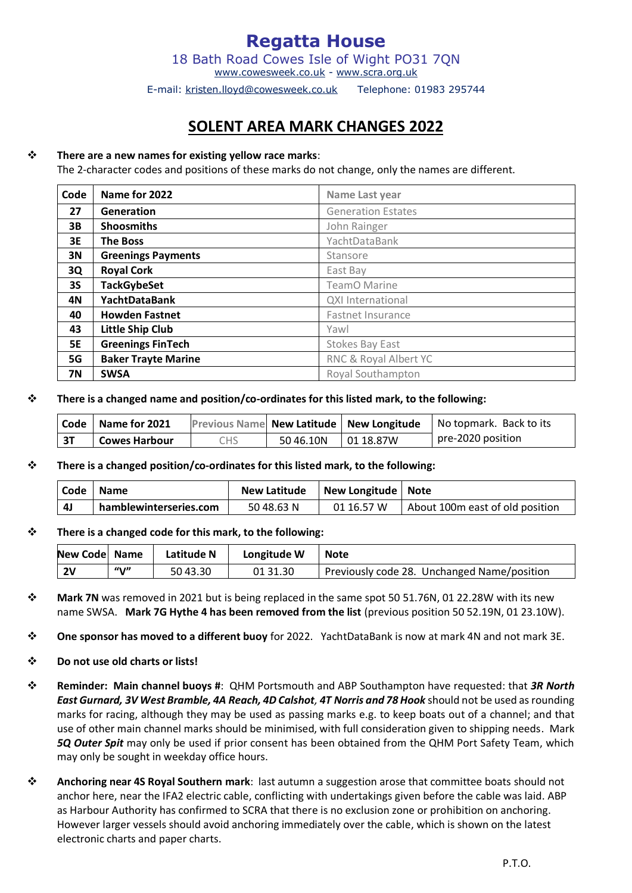# Regatta House

18 Bath Road Cowes Isle of Wight PO31 7QN
www.cowesweek.co.uk - www.scra.org.uk

E-mail: kristen.lloyd@cowesweek.co.uk    Telephone: 01983 295744

## SOLENT AREA MARK CHANGES 2022

- **There are a new names for existing yellow race marks**:
  The 2-character codes and positions of these marks do not change, only the names are different.

| Code | Name for 2022 | Name Last year |
|---|---|---|
| 27 | Generation | Generation Estates |
| 3B | Shoosmiths | John Rainger |
| 3E | The Boss | YachtDataBank |
| 3N | Greenings Payments | Stansore |
| 3Q | Royal Cork | East Bay |
| 3S | TackGybeSet | TeamO Marine |
| 4N | YachtDataBank | QXI International |
| 40 | Howden Fastnet | Fastnet Insurance |
| 43 | Little Ship Club | Yawl |
| 5E | Greenings FinTech | Stokes Bay East |
| 5G | Baker Trayte Marine | RNC & Royal Albert YC |
| 7N | SWSA | Royal Southampton |

- **There is a changed name and position/co-ordinates for this listed mark, to the following:**

| Code | Name for 2021 | Previous Name | New Latitude | New Longitude | No topmark. Back to its pre-2020 position |
|---|---|---|---|---|---|
| 3T | Cowes Harbour | CHS | 50 46.10N | 01 18.87W | |

- **There is a changed position/co-ordinates for this listed mark, to the following:**

| Code | Name | New Latitude | New Longitude | Note |
|---|---|---|---|---|
| 4J | hamblewinterseries.com | 50 48.63 N | 01 16.57 W | About 100m east of old position |

- **There is a changed code for this mark, to the following:**

| New Code | Name | Latitude N | Longitude W | Note |
|---|---|---|---|---|
| 2V | "V" | 50 43.30 | 01 31.30 | Previously code 28. Unchanged Name/position |

- **Mark 7N** was removed in 2021 but is being replaced in the same spot 50 51.76N, 01 22.28W with its new name SWSA. **Mark 7G Hythe 4 has been removed from the list** (previous position 50 52.19N, 01 23.10W).

- **One sponsor has moved to a different buoy** for 2022. YachtDataBank is now at mark 4N and not mark 3E.

- **Do not use old charts or lists!**

- **Reminder: Main channel buoys #**: QHM Portsmouth and ABP Southampton have requested: that ***3R North East Gurnard, 3V West Bramble, 4A Reach, 4D Calshot, 4T Norris and 78 Hook*** should not be used as rounding marks for racing, although they may be used as passing marks e.g. to keep boats out of a channel; and that use of other main channel marks should be minimised, with full consideration given to shipping needs. Mark ***5Q Outer Spit*** may only be used if prior consent has been obtained from the QHM Port Safety Team, which may only be sought in weekday office hours.

- **Anchoring near 4S Royal Southern mark**: last autumn a suggestion arose that committee boats should not anchor here, near the IFA2 electric cable, conflicting with undertakings given before the cable was laid. ABP as Harbour Authority has confirmed to SCRA that there is no exclusion zone or prohibition on anchoring. However larger vessels should avoid anchoring immediately over the cable, which is shown on the latest electronic charts and paper charts.

P.T.O.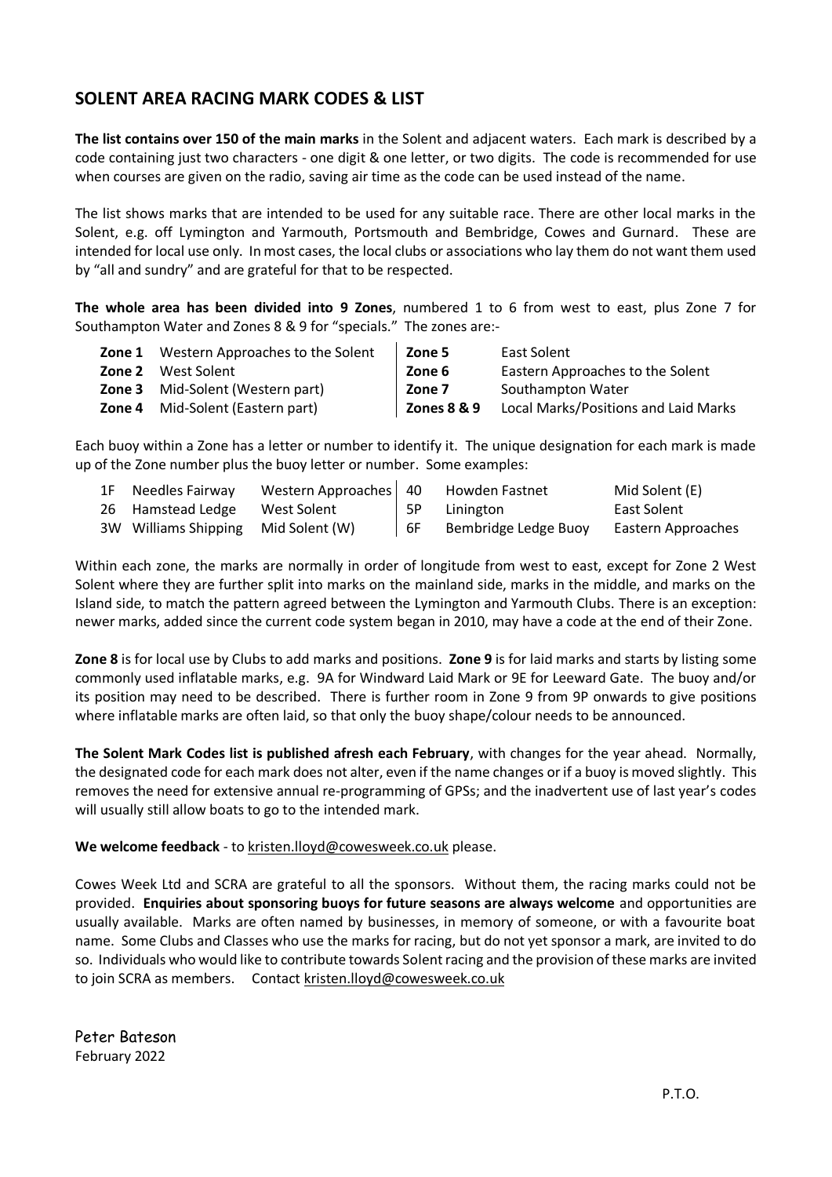## SOLENT AREA RACING MARK CODES & LIST

**The list contains over 150 of the main marks** in the Solent and adjacent waters. Each mark is described by a code containing just two characters - one digit & one letter, or two digits. The code is recommended for use when courses are given on the radio, saving air time as the code can be used instead of the name.

The list shows marks that are intended to be used for any suitable race. There are other local marks in the Solent, e.g. off Lymington and Yarmouth, Portsmouth and Bembridge, Cowes and Gurnard. These are intended for local use only. In most cases, the local clubs or associations who lay them do not want them used by "all and sundry" and are grateful for that to be respected.

**The whole area has been divided into 9 Zones**, numbered 1 to 6 from west to east, plus Zone 7 for Southampton Water and Zones 8 & 9 for "specials." The zones are:-

| | | | |
|---|---|---|---|
| **Zone 1** | Western Approaches to the Solent | **Zone 5** | East Solent |
| **Zone 2** | West Solent | **Zone 6** | Eastern Approaches to the Solent |
| **Zone 3** | Mid-Solent (Western part) | **Zone 7** | Southampton Water |
| **Zone 4** | Mid-Solent (Eastern part) | **Zones 8 & 9** | Local Marks/Positions and Laid Marks |

Each buoy within a Zone has a letter or number to identify it. The unique designation for each mark is made up of the Zone number plus the buoy letter or number. Some examples:

| | | | | | |
|---|---|---|---|---|---|
| 1F | Needles Fairway | Western Approaches | 40 | Howden Fastnet | Mid Solent (E) |
| 26 | Hamstead Ledge | West Solent | 5P | Linington | East Solent |
| 3W | Williams Shipping | Mid Solent (W) | 6F | Bembridge Ledge Buoy | Eastern Approaches |

Within each zone, the marks are normally in order of longitude from west to east, except for Zone 2 West Solent where they are further split into marks on the mainland side, marks in the middle, and marks on the Island side, to match the pattern agreed between the Lymington and Yarmouth Clubs. There is an exception: newer marks, added since the current code system began in 2010, may have a code at the end of their Zone.

**Zone 8** is for local use by Clubs to add marks and positions. **Zone 9** is for laid marks and starts by listing some commonly used inflatable marks, e.g. 9A for Windward Laid Mark or 9E for Leeward Gate. The buoy and/or its position may need to be described. There is further room in Zone 9 from 9P onwards to give positions where inflatable marks are often laid, so that only the buoy shape/colour needs to be announced.

**The Solent Mark Codes list is published afresh each February**, with changes for the year ahead. Normally, the designated code for each mark does not alter, even if the name changes or if a buoy is moved slightly. This removes the need for extensive annual re-programming of GPSs; and the inadvertent use of last year's codes will usually still allow boats to go to the intended mark.

**We welcome feedback** - to kristen.lloyd@cowesweek.co.uk please.

Cowes Week Ltd and SCRA are grateful to all the sponsors. Without them, the racing marks could not be provided. **Enquiries about sponsoring buoys for future seasons are always welcome** and opportunities are usually available. Marks are often named by businesses, in memory of someone, or with a favourite boat name. Some Clubs and Classes who use the marks for racing, but do not yet sponsor a mark, are invited to do so. Individuals who would like to contribute towards Solent racing and the provision of these marks are invited to join SCRA as members. Contact kristen.lloyd@cowesweek.co.uk

Peter Bateson
February 2022

P.T.O.